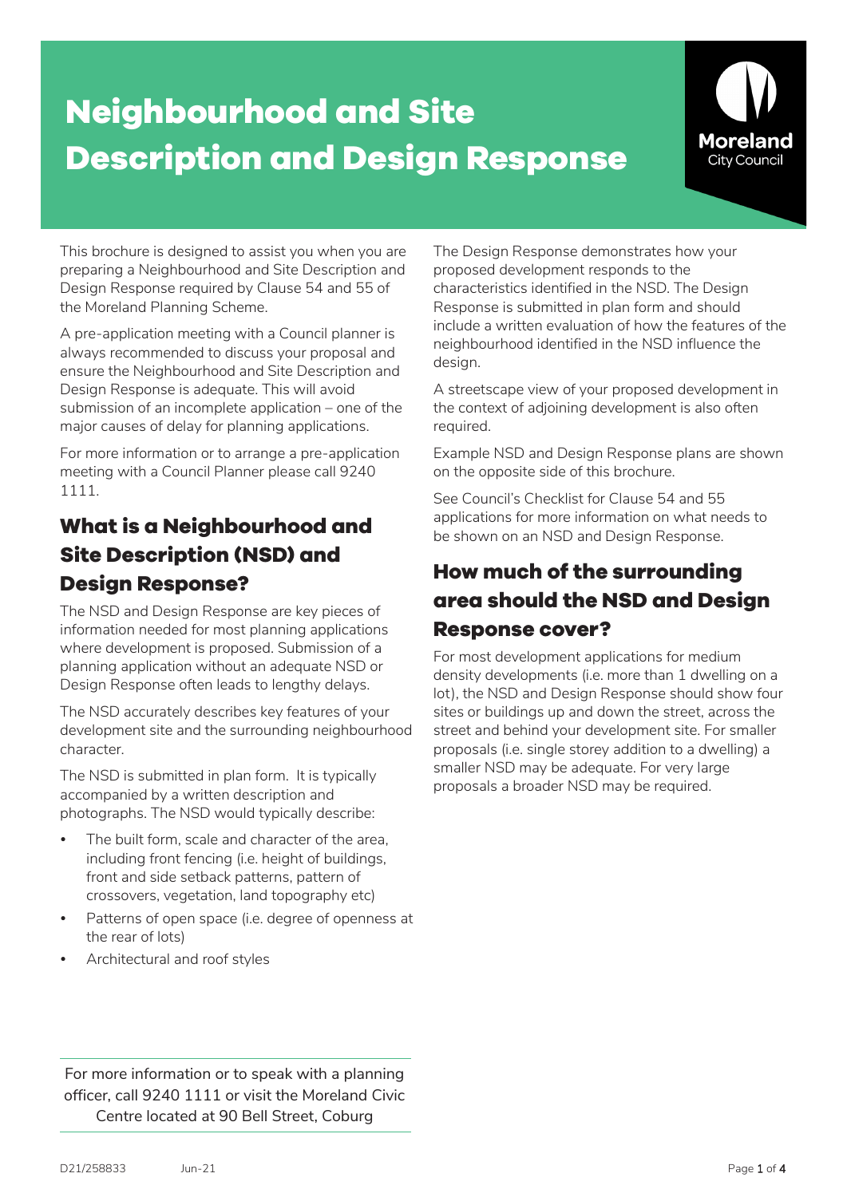# Neighbourhood and Site Description and Design Response

Moreland City Council

This brochure is designed to assist you when you are preparing a Neighbourhood and Site Description and Design Response required by Clause 54 and 55 of the Moreland Planning Scheme.

A pre-application meeting with a Council planner is always recommended to discuss your proposal and ensure the Neighbourhood and Site Description and Design Response is adequate. This will avoid submission of an incomplete application – one of the major causes of delay for planning applications.

For more information or to arrange a pre-application meeting with a Council Planner please call 9240 1111.

## What is a Neighbourhood and Site Description (NSD) and Design Response?

The NSD and Design Response are key pieces of information needed for most planning applications where development is proposed. Submission of a planning application without an adequate NSD or Design Response often leads to lengthy delays.

The NSD accurately describes key features of your development site and the surrounding neighbourhood character.

The NSD is submitted in plan form. It is typically accompanied by a written description and photographs. The NSD would typically describe:

- The built form, scale and character of the area, including front fencing (i.e. height of buildings, front and side setback patterns, pattern of crossovers, vegetation, land topography etc)
- Patterns of open space (i.e. degree of openness at the rear of lots)
- Architectural and roof styles

The Design Response demonstrates how your proposed development responds to the characteristics identified in the NSD. The Design Response is submitted in plan form and should include a written evaluation of how the features of the neighbourhood identified in the NSD influence the design.

A streetscape view of your proposed development in the context of adjoining development is also often required.

Example NSD and Design Response plans are shown on the opposite side of this brochure.

See Council's Checklist for Clause 54 and 55 applications for more information on what needs to be shown on an NSD and Design Response.

## How much of the surrounding area should the NSD and Design Response cover?

For most development applications for medium density developments (i.e. more than 1 dwelling on a lot), the NSD and Design Response should show four sites or buildings up and down the street, across the street and behind your development site. For smaller proposals (i.e. single storey addition to a dwelling) a smaller NSD may be adequate. For very large proposals a broader NSD may be required.

For more information or to speak with a planning officer, call 9240 1111 or visit the Moreland Civic Centre located at 90 Bell Street, Coburg

D21/258833 Jun-21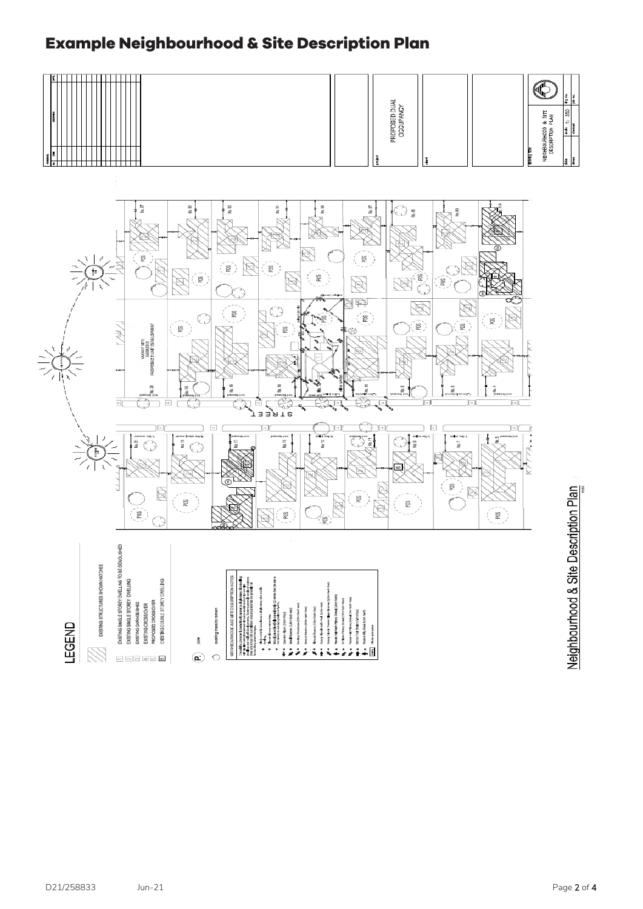# Example Neighbourhood & Site Description Plan

PROPOSED DUAL OCCUPANCY

NEIGHBOURHOOD & SITE DESCRIPTION PLAN

scale 1: 350

STREET

VACANT SITE PROPOSED 2 UNIT DEVELOPMENT

## LEGEND

- EXISTING STRUCTURES SHOWN HATCHED
- 1 EXISTING SINGLE STOREY DWELLING TO BE DEMOLISHED
- 2 EXISTING SINGLE STOREY DWELLING
- 3 EXISTING GARAGE/SHED
- 4 EXISTING CROSSOVER
- 5 PROPOSED CROSSOVER
- 6 EXISTING DOUBLE STOREY DWELLING
- P. pole
- existing trees to remain

NEIGHBOURHOOD AND SITE DESCRIPTION NOTES

Neighbourhood & Site Description Plan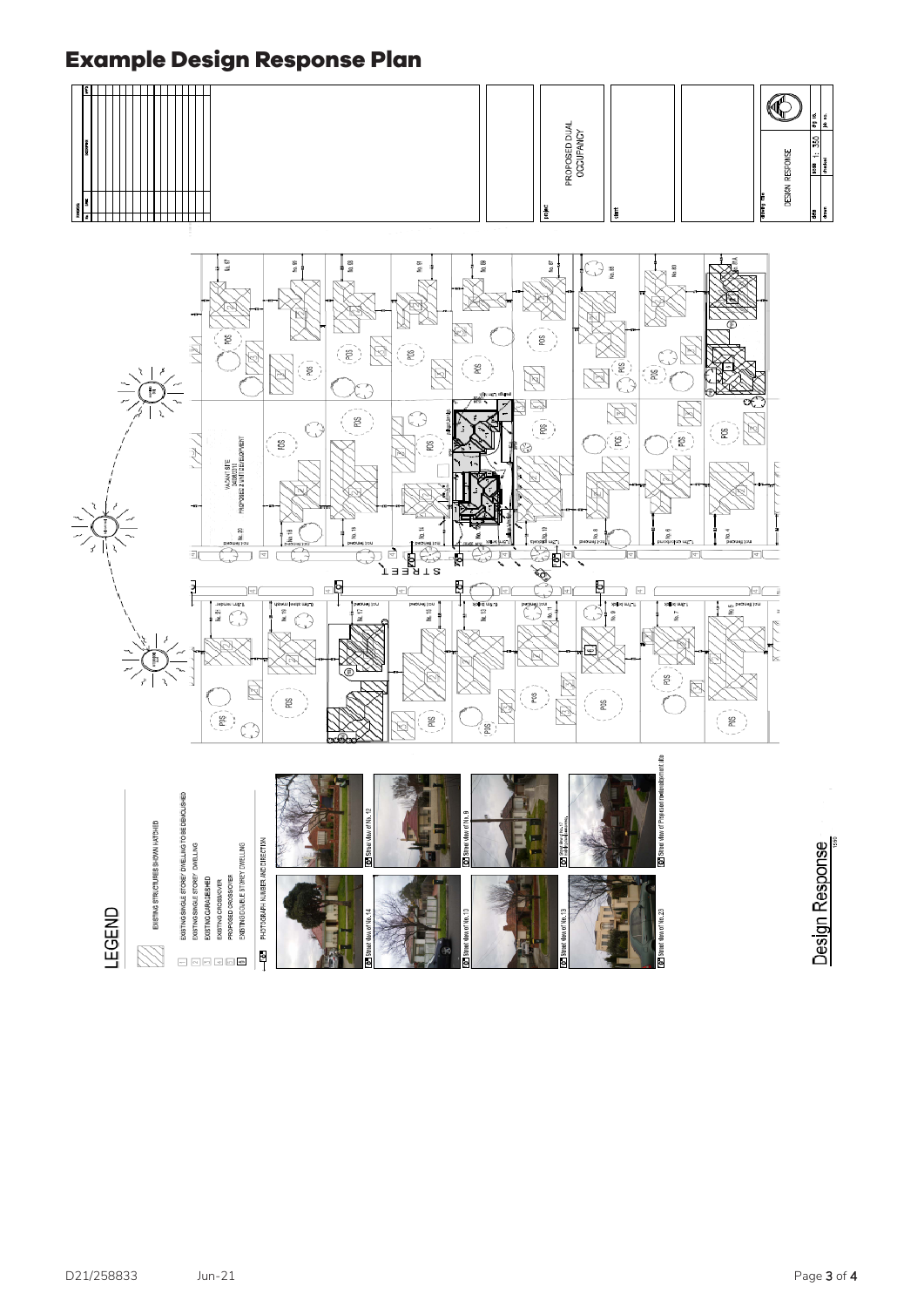# Example Design Response Plan

PROPOSED DUAL OCCUPANCY

DESIGN RESPONSE

scale 1:350

STREET

VACANT SITE PROPOSED 2 UNIT DEVELOPMENT

## LEGEND

EXISTING STRUCTURES SHOWN HATCHED

1 EXISTING SINGLE STOREY DWELLING TO BE DEMOLISHED

2 EXISTING SINGLE STOREY DWELLING

3 EXISTING GARAGE/SHED

4 EXISTING CROSSOVER

5 PROPOSED CROSSOVER

6 EXISTING DOUBLE STOREY DWELLING

PHOTOGRAPH NUMBER AND DIRECTION

Street view of No.14

Street view of No.12

Street view of No.10

Street view of No.9

Street view of No.13

Street view of No.23

Street view of Proposed redevelopment site

Design Response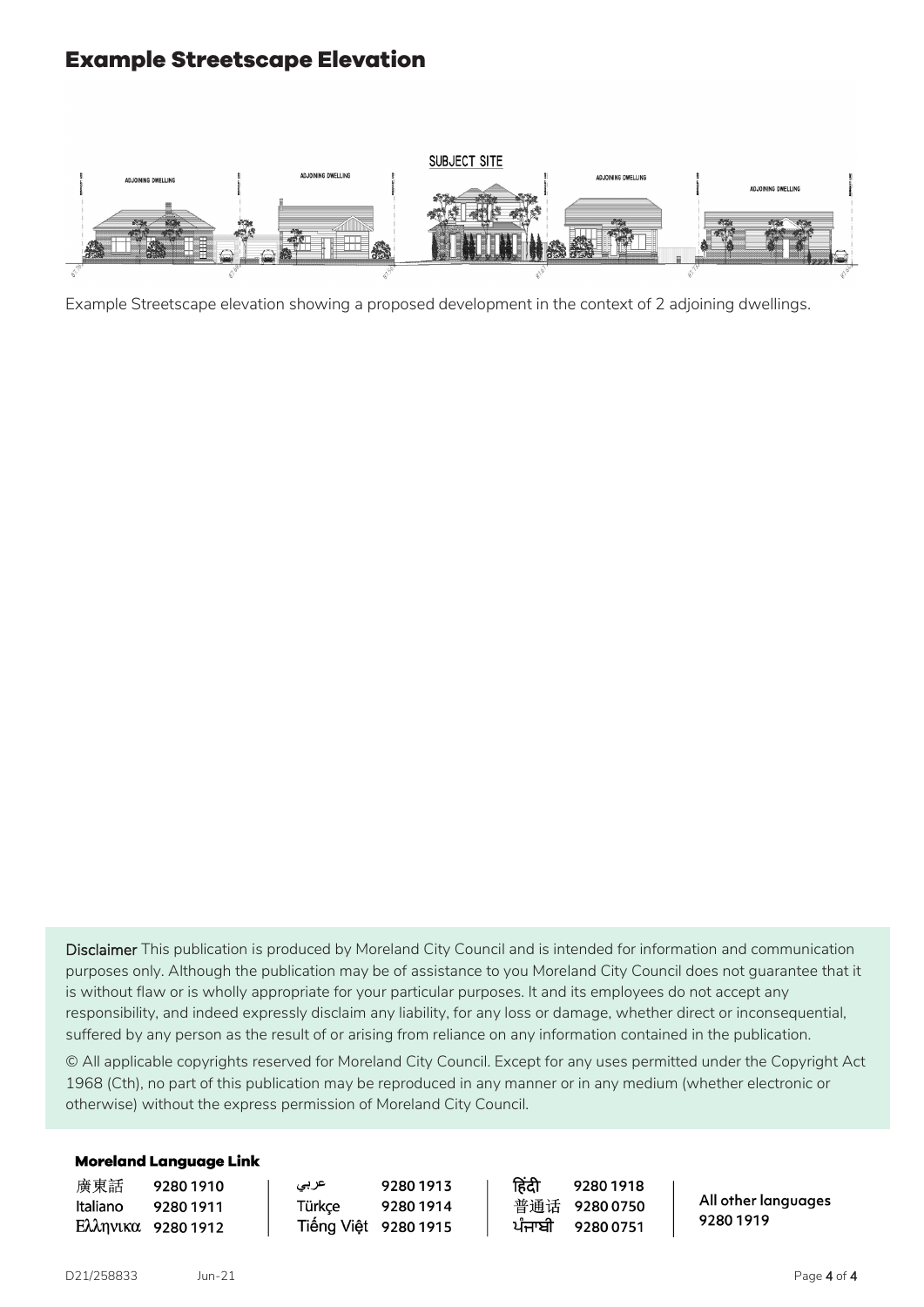## Example Streetscape Elevation

SUBJECT SITE

ADJOINING DWELLING

ADJOINING DWELLING

ADJOINING DWELLING

ADJOINING DWELLING

Example Streetscape elevation showing a proposed development in the context of 2 adjoining dwellings.

**Disclaimer** This publication is produced by Moreland City Council and is intended for information and communication purposes only. Although the publication may be of assistance to you Moreland City Council does not guarantee that it is without flaw or is wholly appropriate for your particular purposes. It and its employees do not accept any responsibility, and indeed expressly disclaim any liability, for any loss or damage, whether direct or inconsequential, suffered by any person as the result of or arising from reliance on any information contained in the publication.

© All applicable copyrights reserved for Moreland City Council. Except for any uses permitted under the Copyright Act 1968 (Cth), no part of this publication may be reproduced in any manner or in any medium (whether electronic or otherwise) without the express permission of Moreland City Council.

**Moreland Language Link**

| | | | | | | |
|---|---|---|---|---|---|---|
| 廣東話 | 9280 1910 | عربي | 9280 1913 | हिंदी | 9280 1918 | All other languages 9280 1919 |
| Italiano | 9280 1911 | Türkçe | 9280 1914 | 普通话 | 9280 0750 | |
| Ελληνικα | 9280 1912 | Tiếng Việt | 9280 1915 | ਪੰਜਾਬੀ | 9280 0751 | |

D21/258833 Jun-21